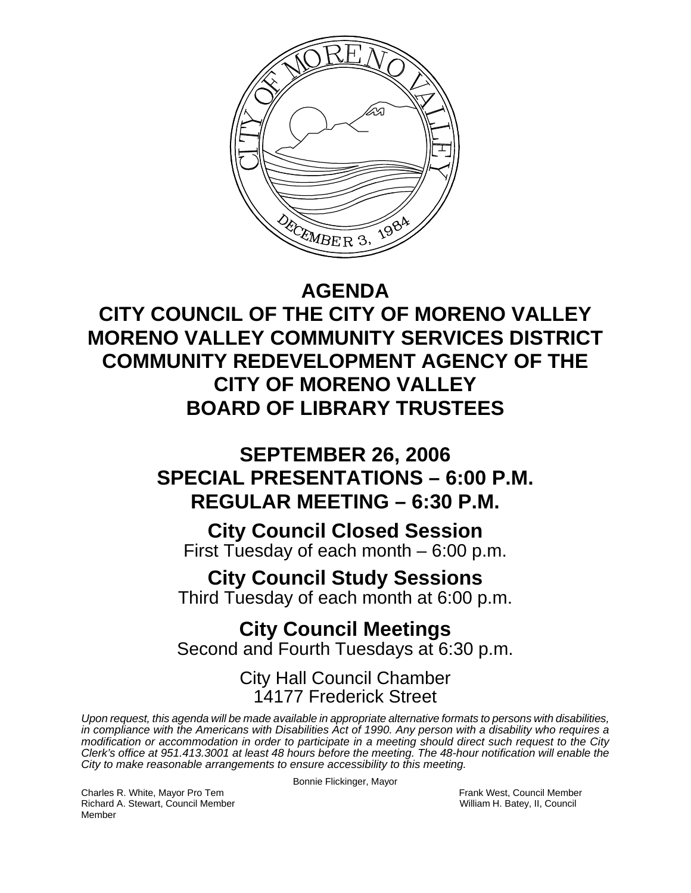# AGENDA

# CITY COUNCIL OF THE CITY OF MORENO VALLEY
# MORENO VALLEY COMMUNITY SERVICES DISTRICT
# COMMUNITY REDEVELOPMENT AGENCY OF THE CITY OF MORENO VALLEY
# BOARD OF LIBRARY TRUSTEES

## SEPTEMBER 26, 2006
## SPECIAL PRESENTATIONS – 6:00 P.M.
## REGULAR MEETING – 6:30 P.M.

### City Council Closed Session
First Tuesday of each month – 6:00 p.m.

### City Council Study Sessions
Third Tuesday of each month at 6:00 p.m.

### City Council Meetings
Second and Fourth Tuesdays at 6:30 p.m.

City Hall Council Chamber
14177 Frederick Street

*Upon request, this agenda will be made available in appropriate alternative formats to persons with disabilities, in compliance with the Americans with Disabilities Act of 1990. Any person with a disability who requires a modification or accommodation in order to participate in a meeting should direct such request to the City Clerk's office at 951.413.3001 at least 48 hours before the meeting. The 48-hour notification will enable the City to make reasonable arrangements to ensure accessibility to this meeting.*

Bonnie Flickinger, Mayor

Charles R. White, Mayor Pro Tem
Richard A. Stewart, Council Member
Frank West, Council Member
William H. Batey, II, Council Member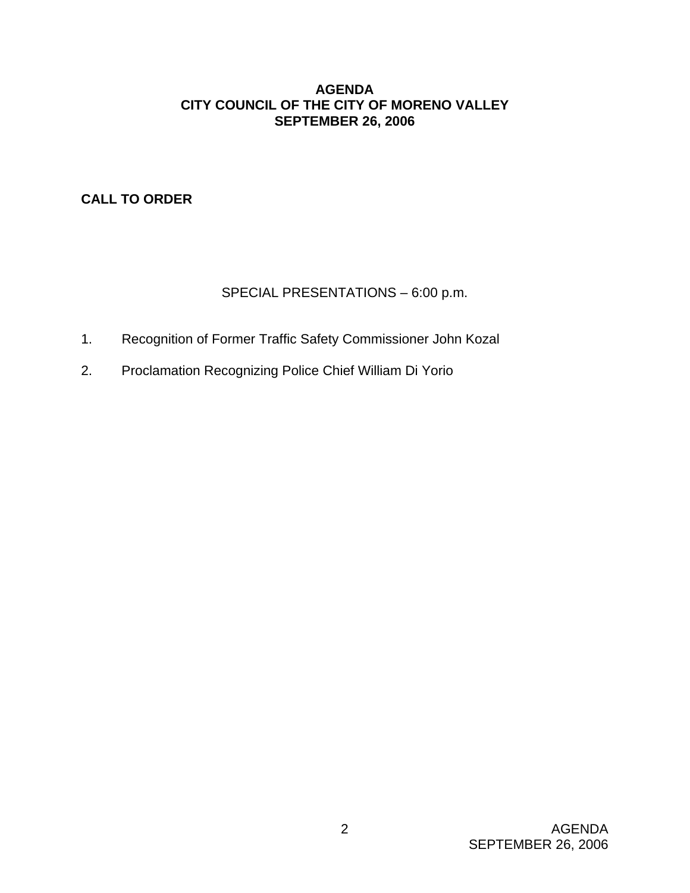**AGENDA**
**CITY COUNCIL OF THE CITY OF MORENO VALLEY**
**SEPTEMBER 26, 2006**

**CALL TO ORDER**

SPECIAL PRESENTATIONS – 6:00 p.m.

1. Recognition of Former Traffic Safety Commissioner John Kozal

2. Proclamation Recognizing Police Chief William Di Yorio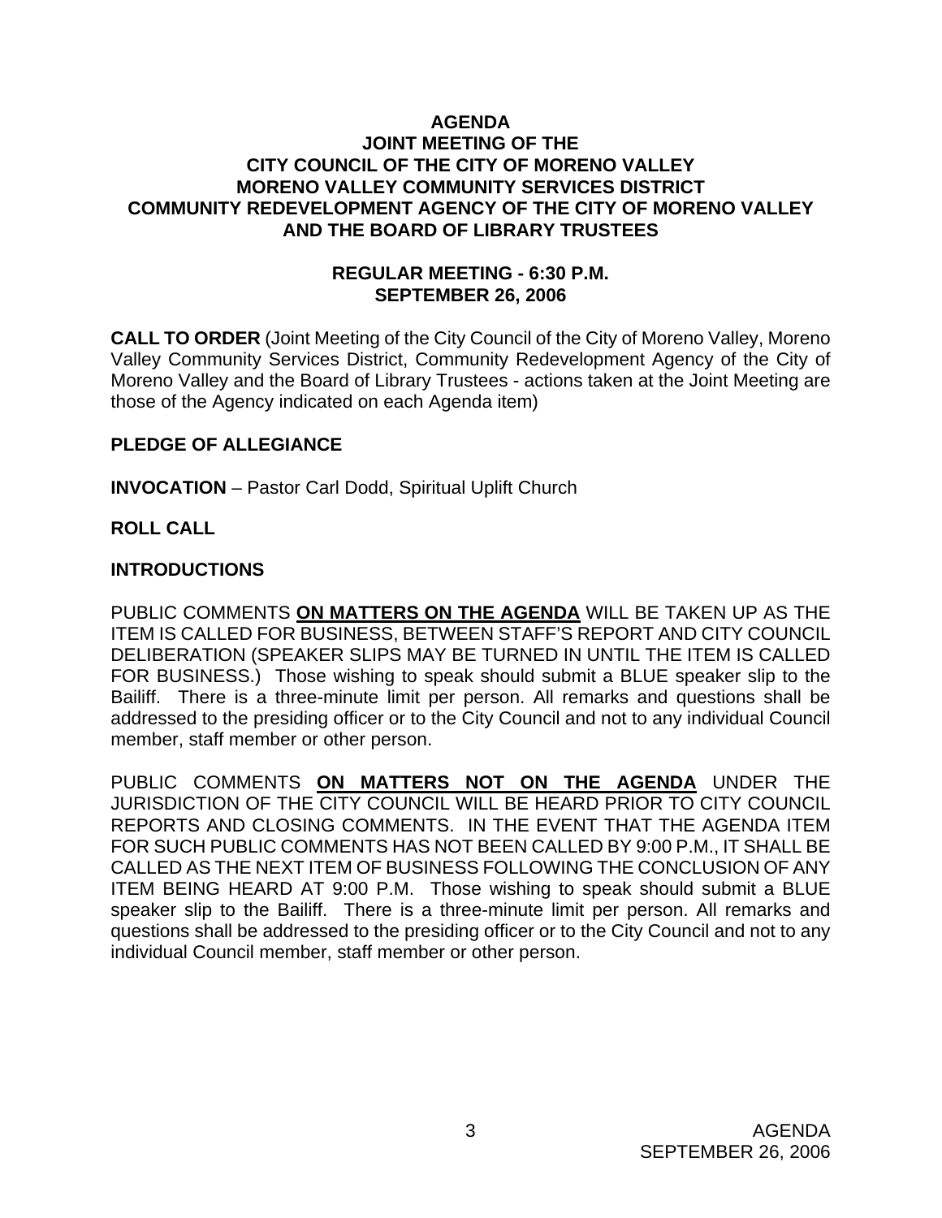**AGENDA**
**JOINT MEETING OF THE**
**CITY COUNCIL OF THE CITY OF MORENO VALLEY**
**MORENO VALLEY COMMUNITY SERVICES DISTRICT**
**COMMUNITY REDEVELOPMENT AGENCY OF THE CITY OF MORENO VALLEY**
**AND THE BOARD OF LIBRARY TRUSTEES**

**REGULAR MEETING - 6:30 P.M.**
**SEPTEMBER 26, 2006**

**CALL TO ORDER** (Joint Meeting of the City Council of the City of Moreno Valley, Moreno Valley Community Services District, Community Redevelopment Agency of the City of Moreno Valley and the Board of Library Trustees - actions taken at the Joint Meeting are those of the Agency indicated on each Agenda item)

**PLEDGE OF ALLEGIANCE**

**INVOCATION** – Pastor Carl Dodd, Spiritual Uplift Church

**ROLL CALL**

**INTRODUCTIONS**

PUBLIC COMMENTS **ON MATTERS ON THE AGENDA** WILL BE TAKEN UP AS THE ITEM IS CALLED FOR BUSINESS, BETWEEN STAFF'S REPORT AND CITY COUNCIL DELIBERATION (SPEAKER SLIPS MAY BE TURNED IN UNTIL THE ITEM IS CALLED FOR BUSINESS.) Those wishing to speak should submit a BLUE speaker slip to the Bailiff. There is a three-minute limit per person. All remarks and questions shall be addressed to the presiding officer or to the City Council and not to any individual Council member, staff member or other person.

PUBLIC COMMENTS **ON MATTERS NOT ON THE AGENDA** UNDER THE JURISDICTION OF THE CITY COUNCIL WILL BE HEARD PRIOR TO CITY COUNCIL REPORTS AND CLOSING COMMENTS. IN THE EVENT THAT THE AGENDA ITEM FOR SUCH PUBLIC COMMENTS HAS NOT BEEN CALLED BY 9:00 P.M., IT SHALL BE CALLED AS THE NEXT ITEM OF BUSINESS FOLLOWING THE CONCLUSION OF ANY ITEM BEING HEARD AT 9:00 P.M. Those wishing to speak should submit a BLUE speaker slip to the Bailiff. There is a three-minute limit per person. All remarks and questions shall be addressed to the presiding officer or to the City Council and not to any individual Council member, staff member or other person.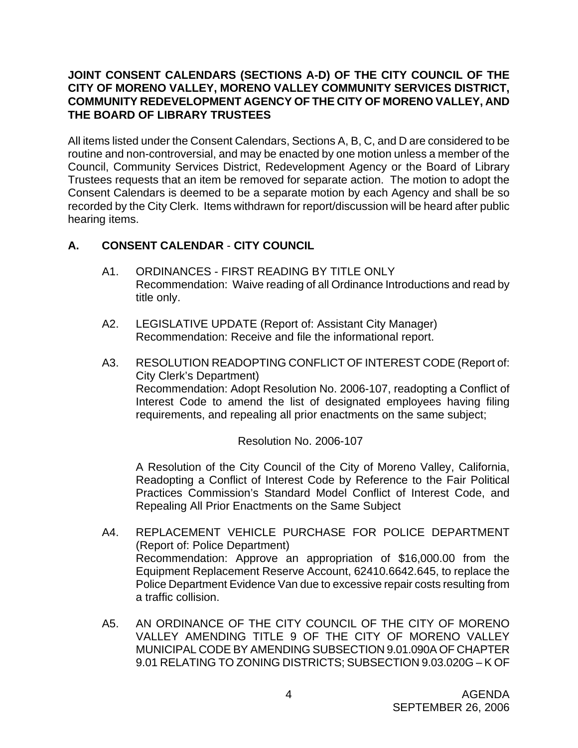**JOINT CONSENT CALENDARS (SECTIONS A-D) OF THE CITY COUNCIL OF THE CITY OF MORENO VALLEY, MORENO VALLEY COMMUNITY SERVICES DISTRICT, COMMUNITY REDEVELOPMENT AGENCY OF THE CITY OF MORENO VALLEY, AND THE BOARD OF LIBRARY TRUSTEES**

All items listed under the Consent Calendars, Sections A, B, C, and D are considered to be routine and non-controversial, and may be enacted by one motion unless a member of the Council, Community Services District, Redevelopment Agency or the Board of Library Trustees requests that an item be removed for separate action. The motion to adopt the Consent Calendars is deemed to be a separate motion by each Agency and shall be so recorded by the City Clerk. Items withdrawn for report/discussion will be heard after public hearing items.

## A. CONSENT CALENDAR - CITY COUNCIL

A1. ORDINANCES - FIRST READING BY TITLE ONLY
Recommendation: Waive reading of all Ordinance Introductions and read by title only.

A2. LEGISLATIVE UPDATE (Report of: Assistant City Manager)
Recommendation: Receive and file the informational report.

A3. RESOLUTION READOPTING CONFLICT OF INTEREST CODE (Report of: City Clerk's Department)
Recommendation: Adopt Resolution No. 2006-107, readopting a Conflict of Interest Code to amend the list of designated employees having filing requirements, and repealing all prior enactments on the same subject;

Resolution No. 2006-107

A Resolution of the City Council of the City of Moreno Valley, California, Readopting a Conflict of Interest Code by Reference to the Fair Political Practices Commission's Standard Model Conflict of Interest Code, and Repealing All Prior Enactments on the Same Subject

A4. REPLACEMENT VEHICLE PURCHASE FOR POLICE DEPARTMENT (Report of: Police Department)
Recommendation: Approve an appropriation of $16,000.00 from the Equipment Replacement Reserve Account, 62410.6642.645, to replace the Police Department Evidence Van due to excessive repair costs resulting from a traffic collision.

A5. AN ORDINANCE OF THE CITY COUNCIL OF THE CITY OF MORENO VALLEY AMENDING TITLE 9 OF THE CITY OF MORENO VALLEY MUNICIPAL CODE BY AMENDING SUBSECTION 9.01.090A OF CHAPTER 9.01 RELATING TO ZONING DISTRICTS; SUBSECTION 9.03.020G – K OF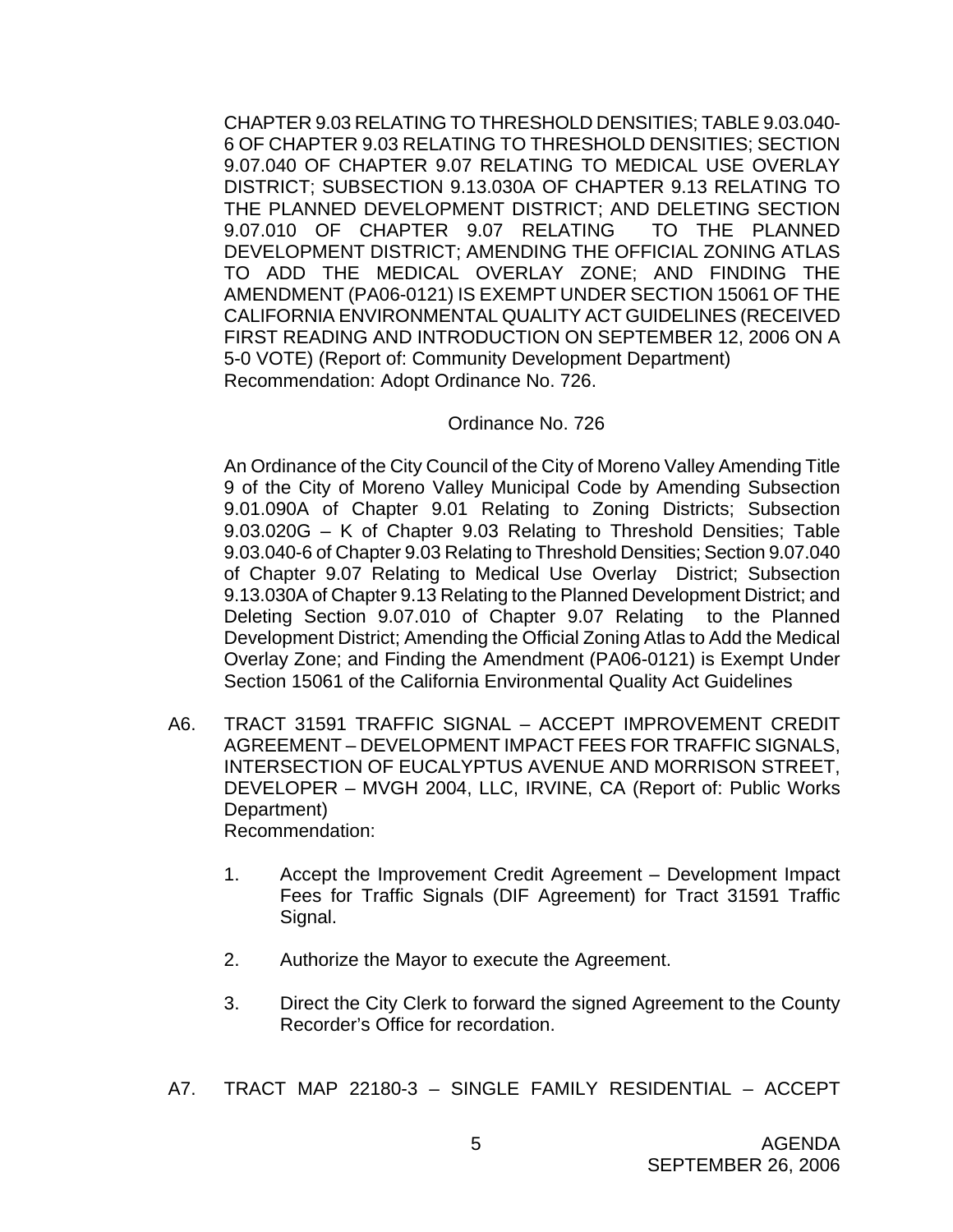CHAPTER 9.03 RELATING TO THRESHOLD DENSITIES; TABLE 9.03.040-6 OF CHAPTER 9.03 RELATING TO THRESHOLD DENSITIES; SECTION 9.07.040 OF CHAPTER 9.07 RELATING TO MEDICAL USE OVERLAY DISTRICT; SUBSECTION 9.13.030A OF CHAPTER 9.13 RELATING TO THE PLANNED DEVELOPMENT DISTRICT; AND DELETING SECTION 9.07.010 OF CHAPTER 9.07 RELATING TO THE PLANNED DEVELOPMENT DISTRICT; AMENDING THE OFFICIAL ZONING ATLAS TO ADD THE MEDICAL OVERLAY ZONE; AND FINDING THE AMENDMENT (PA06-0121) IS EXEMPT UNDER SECTION 15061 OF THE CALIFORNIA ENVIRONMENTAL QUALITY ACT GUIDELINES (RECEIVED FIRST READING AND INTRODUCTION ON SEPTEMBER 12, 2006 ON A 5-0 VOTE) (Report of: Community Development Department)
Recommendation: Adopt Ordinance No. 726.

Ordinance No. 726

An Ordinance of the City Council of the City of Moreno Valley Amending Title 9 of the City of Moreno Valley Municipal Code by Amending Subsection 9.01.090A of Chapter 9.01 Relating to Zoning Districts; Subsection 9.03.020G – K of Chapter 9.03 Relating to Threshold Densities; Table 9.03.040-6 of Chapter 9.03 Relating to Threshold Densities; Section 9.07.040 of Chapter 9.07 Relating to Medical Use Overlay District; Subsection 9.13.030A of Chapter 9.13 Relating to the Planned Development District; and Deleting Section 9.07.010 of Chapter 9.07 Relating to the Planned Development District; Amending the Official Zoning Atlas to Add the Medical Overlay Zone; and Finding the Amendment (PA06-0121) is Exempt Under Section 15061 of the California Environmental Quality Act Guidelines

A6. TRACT 31591 TRAFFIC SIGNAL – ACCEPT IMPROVEMENT CREDIT AGREEMENT – DEVELOPMENT IMPACT FEES FOR TRAFFIC SIGNALS, INTERSECTION OF EUCALYPTUS AVENUE AND MORRISON STREET, DEVELOPER – MVGH 2004, LLC, IRVINE, CA (Report of: Public Works Department)
Recommendation:

1. Accept the Improvement Credit Agreement – Development Impact Fees for Traffic Signals (DIF Agreement) for Tract 31591 Traffic Signal.

2. Authorize the Mayor to execute the Agreement.

3. Direct the City Clerk to forward the signed Agreement to the County Recorder's Office for recordation.

A7. TRACT MAP 22180-3 – SINGLE FAMILY RESIDENTIAL – ACCEPT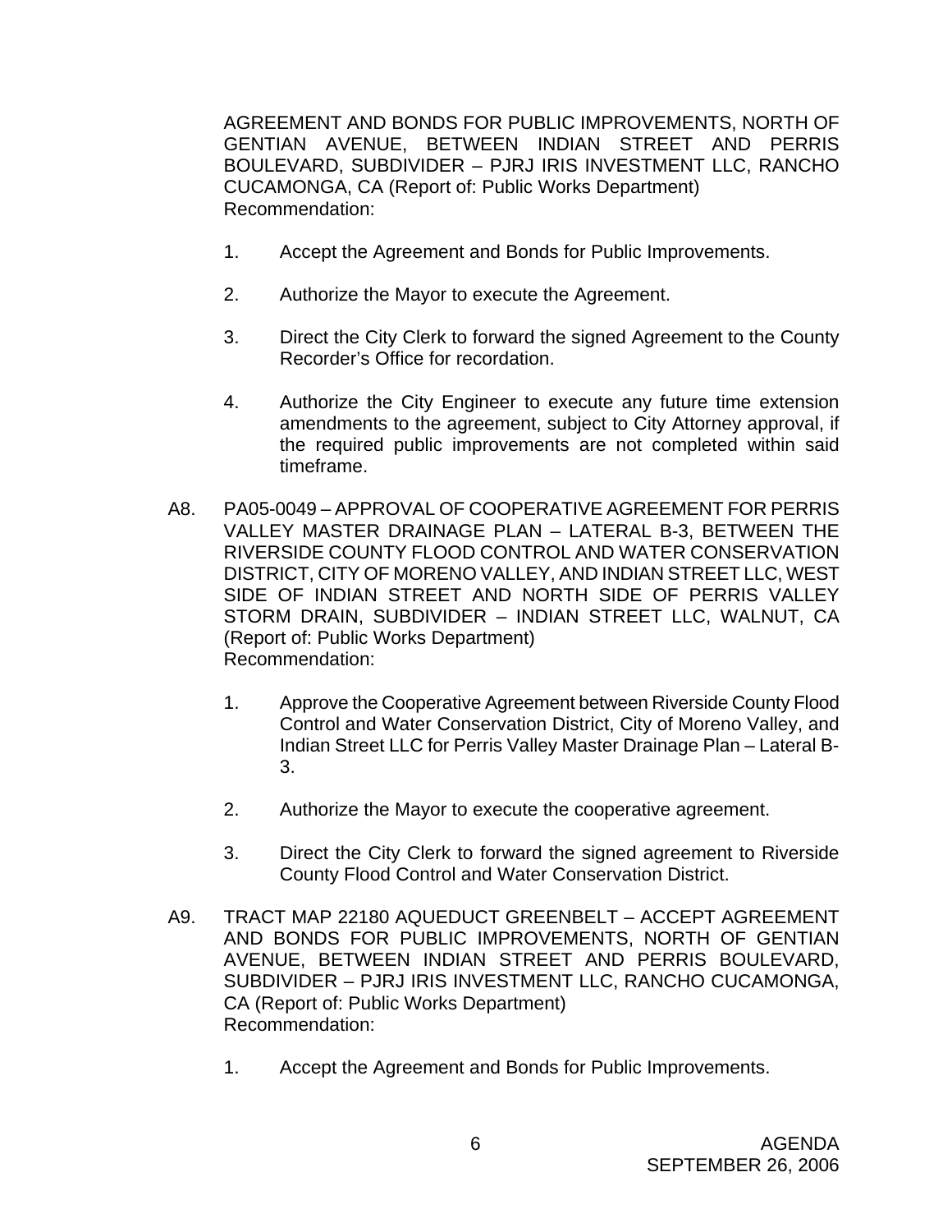AGREEMENT AND BONDS FOR PUBLIC IMPROVEMENTS, NORTH OF GENTIAN AVENUE, BETWEEN INDIAN STREET AND PERRIS BOULEVARD, SUBDIVIDER – PJRJ IRIS INVESTMENT LLC, RANCHO CUCAMONGA, CA (Report of: Public Works Department)
Recommendation:

1. Accept the Agreement and Bonds for Public Improvements.

2. Authorize the Mayor to execute the Agreement.

3. Direct the City Clerk to forward the signed Agreement to the County Recorder's Office for recordation.

4. Authorize the City Engineer to execute any future time extension amendments to the agreement, subject to City Attorney approval, if the required public improvements are not completed within said timeframe.

A8. PA05-0049 – APPROVAL OF COOPERATIVE AGREEMENT FOR PERRIS VALLEY MASTER DRAINAGE PLAN – LATERAL B-3, BETWEEN THE RIVERSIDE COUNTY FLOOD CONTROL AND WATER CONSERVATION DISTRICT, CITY OF MORENO VALLEY, AND INDIAN STREET LLC, WEST SIDE OF INDIAN STREET AND NORTH SIDE OF PERRIS VALLEY STORM DRAIN, SUBDIVIDER – INDIAN STREET LLC, WALNUT, CA (Report of: Public Works Department)
Recommendation:

1. Approve the Cooperative Agreement between Riverside County Flood Control and Water Conservation District, City of Moreno Valley, and Indian Street LLC for Perris Valley Master Drainage Plan – Lateral B-3.

2. Authorize the Mayor to execute the cooperative agreement.

3. Direct the City Clerk to forward the signed agreement to Riverside County Flood Control and Water Conservation District.

A9. TRACT MAP 22180 AQUEDUCT GREENBELT – ACCEPT AGREEMENT AND BONDS FOR PUBLIC IMPROVEMENTS, NORTH OF GENTIAN AVENUE, BETWEEN INDIAN STREET AND PERRIS BOULEVARD, SUBDIVIDER – PJRJ IRIS INVESTMENT LLC, RANCHO CUCAMONGA, CA (Report of: Public Works Department)
Recommendation:

1. Accept the Agreement and Bonds for Public Improvements.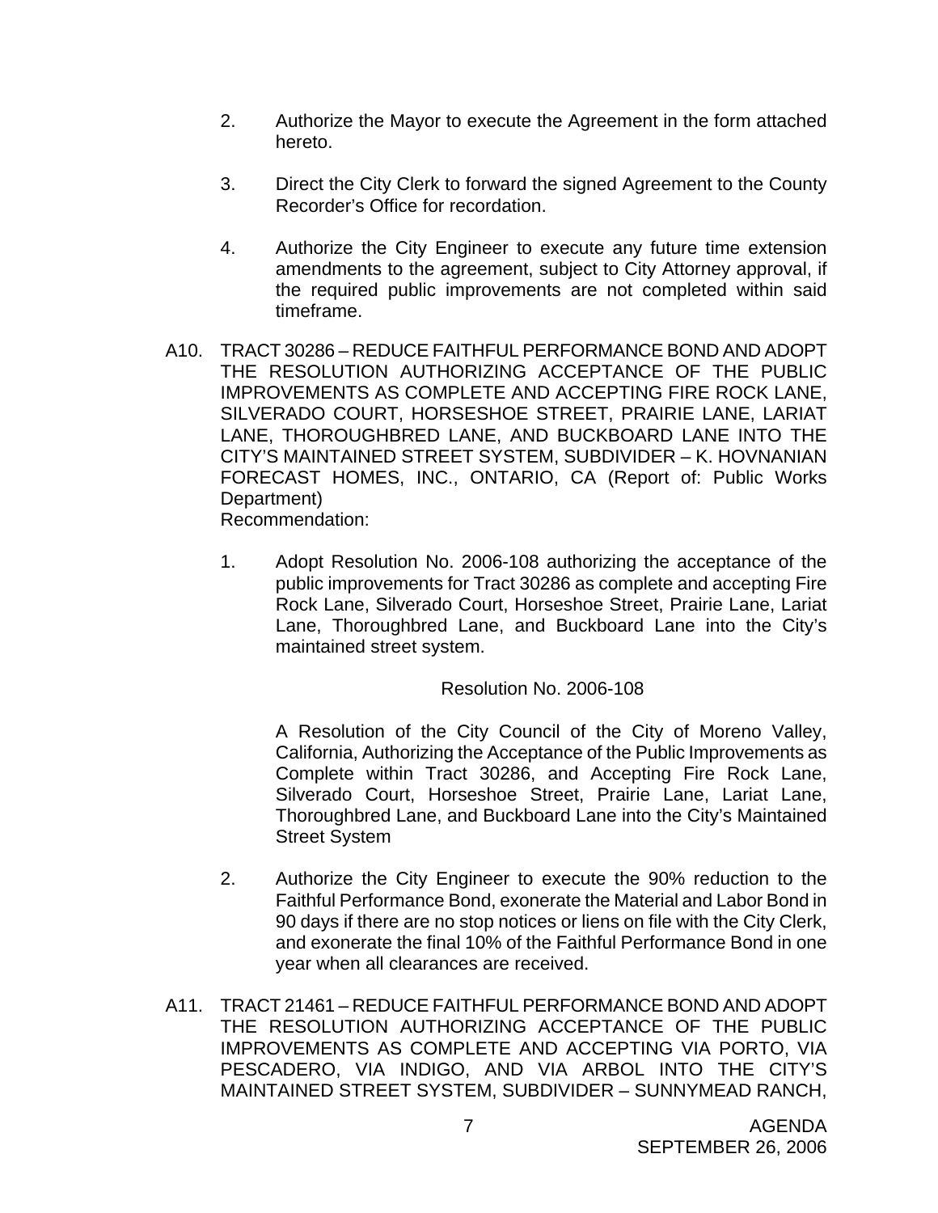2. Authorize the Mayor to execute the Agreement in the form attached hereto.

3. Direct the City Clerk to forward the signed Agreement to the County Recorder's Office for recordation.

4. Authorize the City Engineer to execute any future time extension amendments to the agreement, subject to City Attorney approval, if the required public improvements are not completed within said timeframe.

A10. TRACT 30286 – REDUCE FAITHFUL PERFORMANCE BOND AND ADOPT THE RESOLUTION AUTHORIZING ACCEPTANCE OF THE PUBLIC IMPROVEMENTS AS COMPLETE AND ACCEPTING FIRE ROCK LANE, SILVERADO COURT, HORSESHOE STREET, PRAIRIE LANE, LARIAT LANE, THOROUGHBRED LANE, AND BUCKBOARD LANE INTO THE CITY'S MAINTAINED STREET SYSTEM, SUBDIVIDER – K. HOVNANIAN FORECAST HOMES, INC., ONTARIO, CA (Report of: Public Works Department)
Recommendation:

1. Adopt Resolution No. 2006-108 authorizing the acceptance of the public improvements for Tract 30286 as complete and accepting Fire Rock Lane, Silverado Court, Horseshoe Street, Prairie Lane, Lariat Lane, Thoroughbred Lane, and Buckboard Lane into the City's maintained street system.

   Resolution No. 2006-108

   A Resolution of the City Council of the City of Moreno Valley, California, Authorizing the Acceptance of the Public Improvements as Complete within Tract 30286, and Accepting Fire Rock Lane, Silverado Court, Horseshoe Street, Prairie Lane, Lariat Lane, Thoroughbred Lane, and Buckboard Lane into the City's Maintained Street System

2. Authorize the City Engineer to execute the 90% reduction to the Faithful Performance Bond, exonerate the Material and Labor Bond in 90 days if there are no stop notices or liens on file with the City Clerk, and exonerate the final 10% of the Faithful Performance Bond in one year when all clearances are received.

A11. TRACT 21461 – REDUCE FAITHFUL PERFORMANCE BOND AND ADOPT THE RESOLUTION AUTHORIZING ACCEPTANCE OF THE PUBLIC IMPROVEMENTS AS COMPLETE AND ACCEPTING VIA PORTO, VIA PESCADERO, VIA INDIGO, AND VIA ARBOL INTO THE CITY'S MAINTAINED STREET SYSTEM, SUBDIVIDER – SUNNYMEAD RANCH,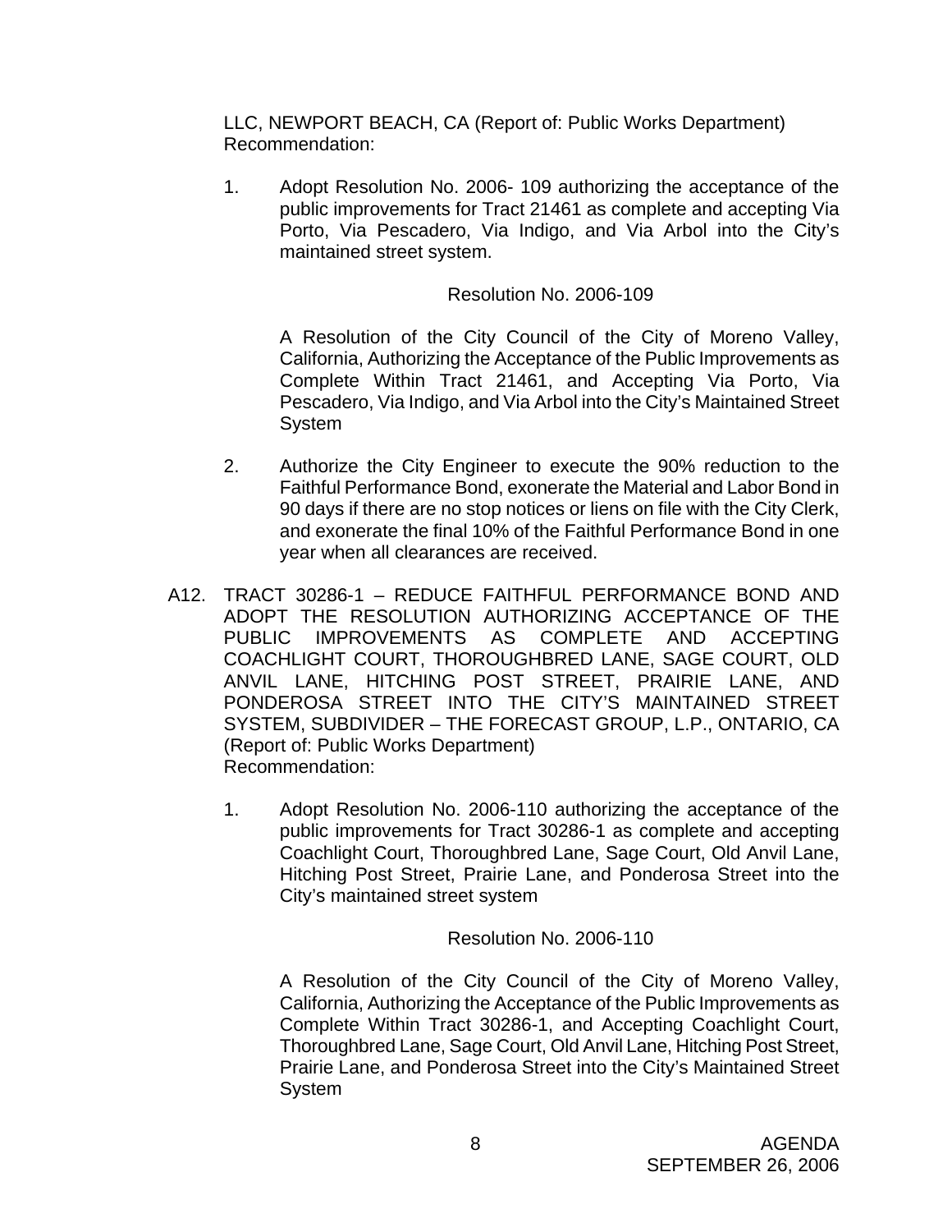LLC, NEWPORT BEACH, CA (Report of: Public Works Department)
Recommendation:

1. Adopt Resolution No. 2006- 109 authorizing the acceptance of the public improvements for Tract 21461 as complete and accepting Via Porto, Via Pescadero, Via Indigo, and Via Arbol into the City's maintained street system.

   Resolution No. 2006-109

   A Resolution of the City Council of the City of Moreno Valley, California, Authorizing the Acceptance of the Public Improvements as Complete Within Tract 21461, and Accepting Via Porto, Via Pescadero, Via Indigo, and Via Arbol into the City's Maintained Street System

2. Authorize the City Engineer to execute the 90% reduction to the Faithful Performance Bond, exonerate the Material and Labor Bond in 90 days if there are no stop notices or liens on file with the City Clerk, and exonerate the final 10% of the Faithful Performance Bond in one year when all clearances are received.

A12. TRACT 30286-1 – REDUCE FAITHFUL PERFORMANCE BOND AND ADOPT THE RESOLUTION AUTHORIZING ACCEPTANCE OF THE PUBLIC IMPROVEMENTS AS COMPLETE AND ACCEPTING COACHLIGHT COURT, THOROUGHBRED LANE, SAGE COURT, OLD ANVIL LANE, HITCHING POST STREET, PRAIRIE LANE, AND PONDEROSA STREET INTO THE CITY'S MAINTAINED STREET SYSTEM, SUBDIVIDER – THE FORECAST GROUP, L.P., ONTARIO, CA (Report of: Public Works Department)
Recommendation:

1. Adopt Resolution No. 2006-110 authorizing the acceptance of the public improvements for Tract 30286-1 as complete and accepting Coachlight Court, Thoroughbred Lane, Sage Court, Old Anvil Lane, Hitching Post Street, Prairie Lane, and Ponderosa Street into the City's maintained street system

   Resolution No. 2006-110

   A Resolution of the City Council of the City of Moreno Valley, California, Authorizing the Acceptance of the Public Improvements as Complete Within Tract 30286-1, and Accepting Coachlight Court, Thoroughbred Lane, Sage Court, Old Anvil Lane, Hitching Post Street, Prairie Lane, and Ponderosa Street into the City's Maintained Street System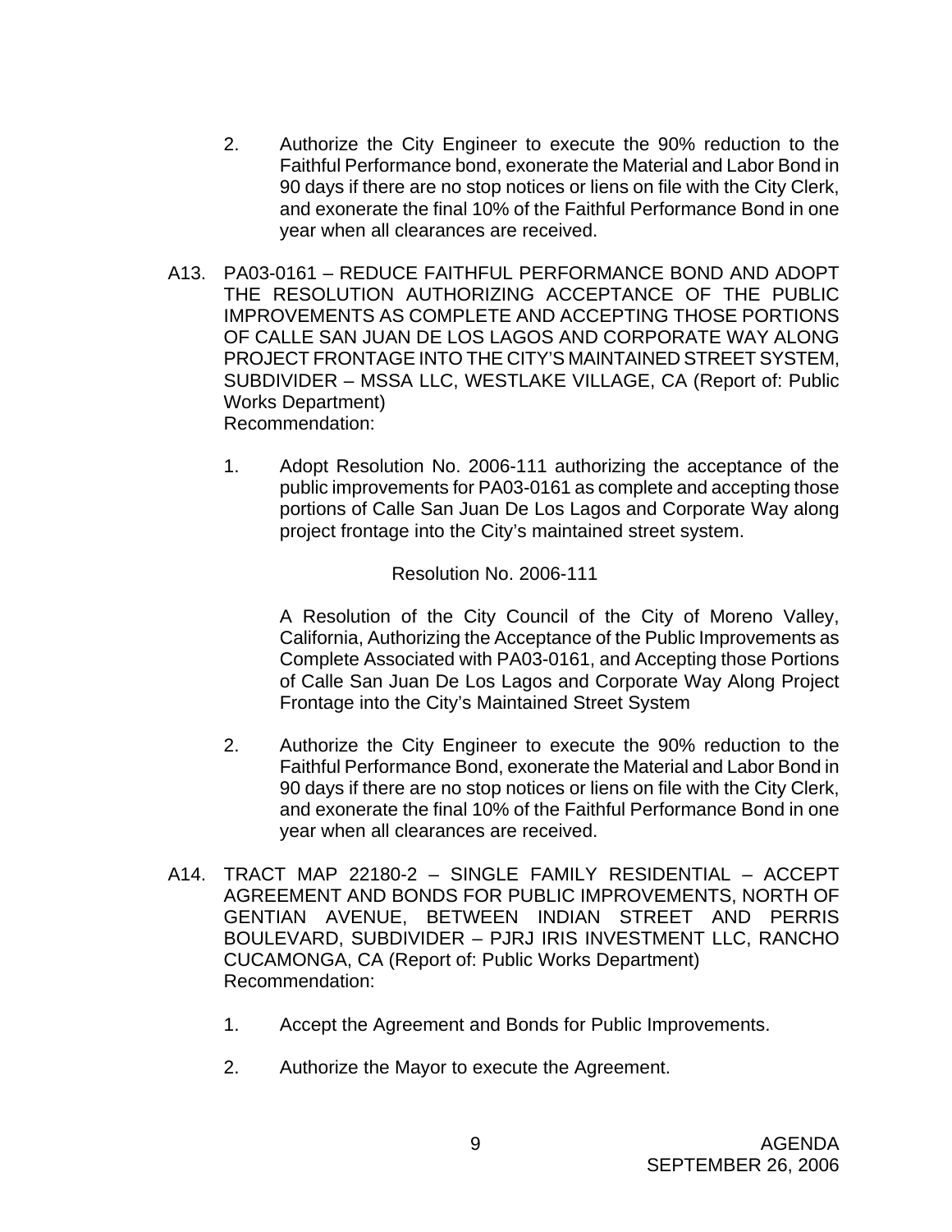2. Authorize the City Engineer to execute the 90% reduction to the Faithful Performance bond, exonerate the Material and Labor Bond in 90 days if there are no stop notices or liens on file with the City Clerk, and exonerate the final 10% of the Faithful Performance Bond in one year when all clearances are received.

A13. PA03-0161 – REDUCE FAITHFUL PERFORMANCE BOND AND ADOPT THE RESOLUTION AUTHORIZING ACCEPTANCE OF THE PUBLIC IMPROVEMENTS AS COMPLETE AND ACCEPTING THOSE PORTIONS OF CALLE SAN JUAN DE LOS LAGOS AND CORPORATE WAY ALONG PROJECT FRONTAGE INTO THE CITY'S MAINTAINED STREET SYSTEM, SUBDIVIDER – MSSA LLC, WESTLAKE VILLAGE, CA (Report of: Public Works Department)
Recommendation:

1. Adopt Resolution No. 2006-111 authorizing the acceptance of the public improvements for PA03-0161 as complete and accepting those portions of Calle San Juan De Los Lagos and Corporate Way along project frontage into the City's maintained street system.

   Resolution No. 2006-111

   A Resolution of the City Council of the City of Moreno Valley, California, Authorizing the Acceptance of the Public Improvements as Complete Associated with PA03-0161, and Accepting those Portions of Calle San Juan De Los Lagos and Corporate Way Along Project Frontage into the City's Maintained Street System

2. Authorize the City Engineer to execute the 90% reduction to the Faithful Performance Bond, exonerate the Material and Labor Bond in 90 days if there are no stop notices or liens on file with the City Clerk, and exonerate the final 10% of the Faithful Performance Bond in one year when all clearances are received.

A14. TRACT MAP 22180-2 – SINGLE FAMILY RESIDENTIAL – ACCEPT AGREEMENT AND BONDS FOR PUBLIC IMPROVEMENTS, NORTH OF GENTIAN AVENUE, BETWEEN INDIAN STREET AND PERRIS BOULEVARD, SUBDIVIDER – PJRJ IRIS INVESTMENT LLC, RANCHO CUCAMONGA, CA (Report of: Public Works Department)
Recommendation:

1. Accept the Agreement and Bonds for Public Improvements.

2. Authorize the Mayor to execute the Agreement.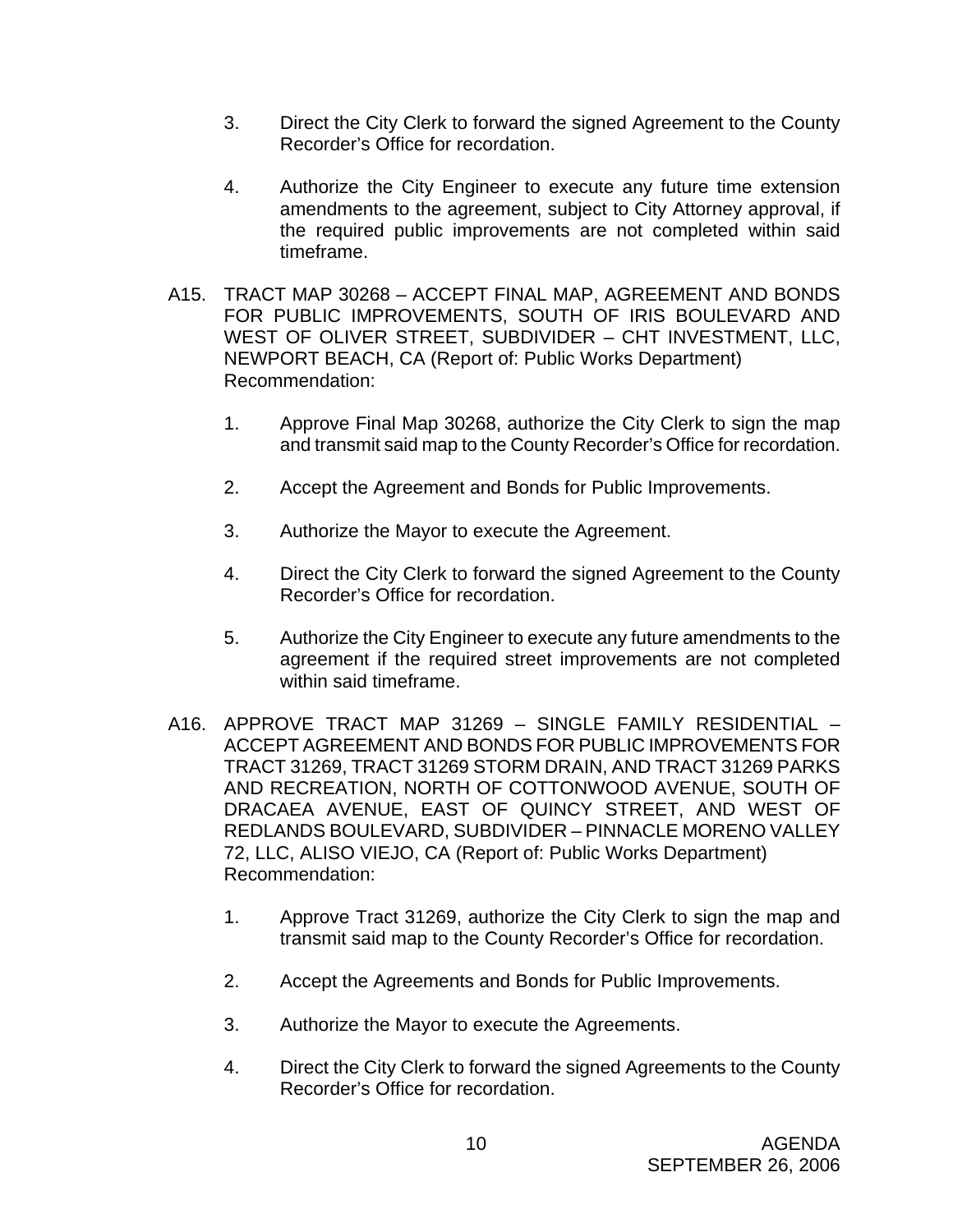3. Direct the City Clerk to forward the signed Agreement to the County Recorder's Office for recordation.

4. Authorize the City Engineer to execute any future time extension amendments to the agreement, subject to City Attorney approval, if the required public improvements are not completed within said timeframe.

A15. TRACT MAP 30268 – ACCEPT FINAL MAP, AGREEMENT AND BONDS FOR PUBLIC IMPROVEMENTS, SOUTH OF IRIS BOULEVARD AND WEST OF OLIVER STREET, SUBDIVIDER – CHT INVESTMENT, LLC, NEWPORT BEACH, CA (Report of: Public Works Department)
Recommendation:

1. Approve Final Map 30268, authorize the City Clerk to sign the map and transmit said map to the County Recorder's Office for recordation.

2. Accept the Agreement and Bonds for Public Improvements.

3. Authorize the Mayor to execute the Agreement.

4. Direct the City Clerk to forward the signed Agreement to the County Recorder's Office for recordation.

5. Authorize the City Engineer to execute any future amendments to the agreement if the required street improvements are not completed within said timeframe.

A16. APPROVE TRACT MAP 31269 – SINGLE FAMILY RESIDENTIAL – ACCEPT AGREEMENT AND BONDS FOR PUBLIC IMPROVEMENTS FOR TRACT 31269, TRACT 31269 STORM DRAIN, AND TRACT 31269 PARKS AND RECREATION, NORTH OF COTTONWOOD AVENUE, SOUTH OF DRACAEA AVENUE, EAST OF QUINCY STREET, AND WEST OF REDLANDS BOULEVARD, SUBDIVIDER – PINNACLE MORENO VALLEY 72, LLC, ALISO VIEJO, CA (Report of: Public Works Department)
Recommendation:

1. Approve Tract 31269, authorize the City Clerk to sign the map and transmit said map to the County Recorder's Office for recordation.

2. Accept the Agreements and Bonds for Public Improvements.

3. Authorize the Mayor to execute the Agreements.

4. Direct the City Clerk to forward the signed Agreements to the County Recorder's Office for recordation.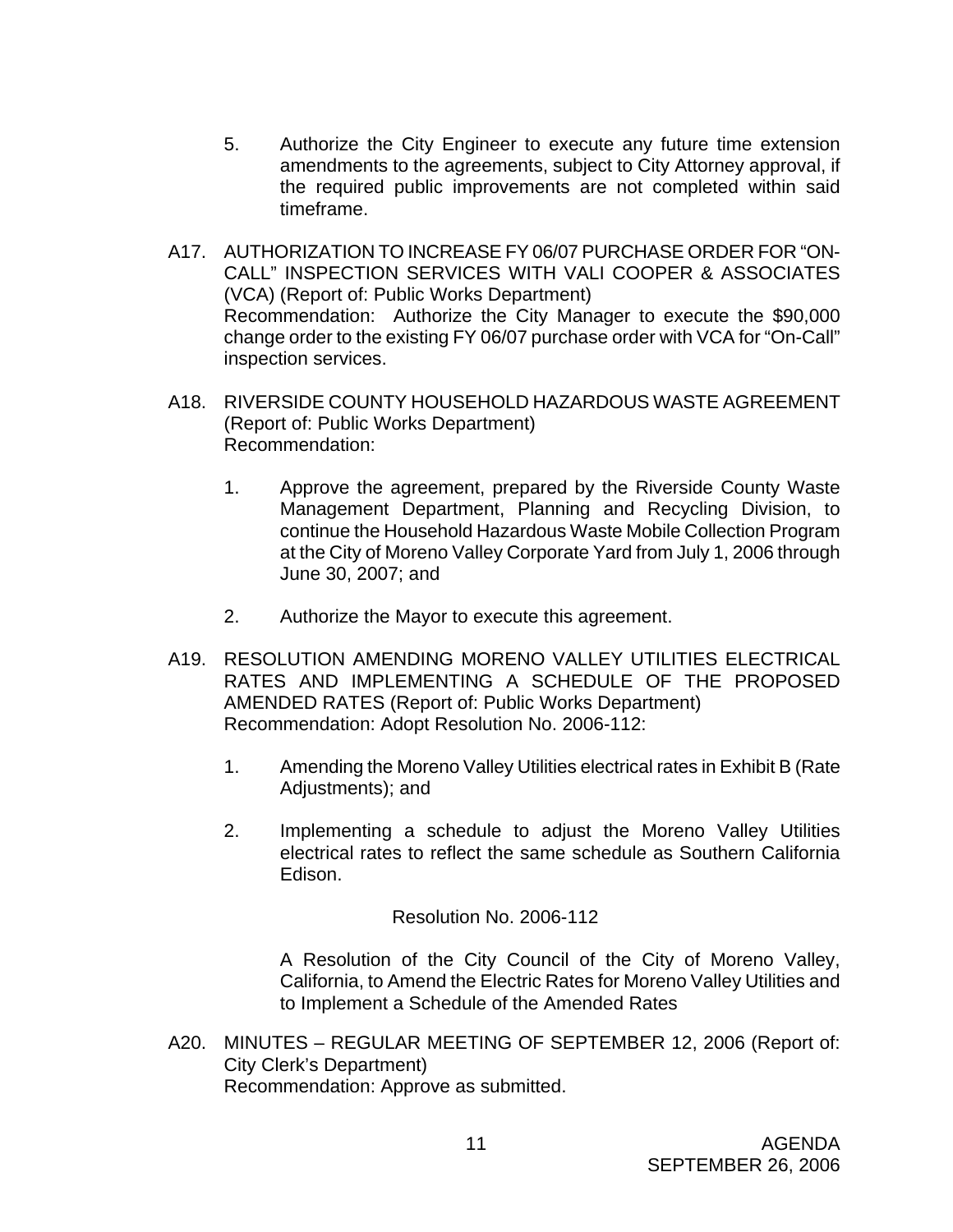5. Authorize the City Engineer to execute any future time extension amendments to the agreements, subject to City Attorney approval, if the required public improvements are not completed within said timeframe.

A17. AUTHORIZATION TO INCREASE FY 06/07 PURCHASE ORDER FOR "ON-CALL" INSPECTION SERVICES WITH VALI COOPER & ASSOCIATES (VCA) (Report of: Public Works Department)
Recommendation: Authorize the City Manager to execute the $90,000 change order to the existing FY 06/07 purchase order with VCA for "On-Call" inspection services.

A18. RIVERSIDE COUNTY HOUSEHOLD HAZARDOUS WASTE AGREEMENT (Report of: Public Works Department)
Recommendation:

1. Approve the agreement, prepared by the Riverside County Waste Management Department, Planning and Recycling Division, to continue the Household Hazardous Waste Mobile Collection Program at the City of Moreno Valley Corporate Yard from July 1, 2006 through June 30, 2007; and

2. Authorize the Mayor to execute this agreement.

A19. RESOLUTION AMENDING MORENO VALLEY UTILITIES ELECTRICAL RATES AND IMPLEMENTING A SCHEDULE OF THE PROPOSED AMENDED RATES (Report of: Public Works Department)
Recommendation: Adopt Resolution No. 2006-112:

1. Amending the Moreno Valley Utilities electrical rates in Exhibit B (Rate Adjustments); and

2. Implementing a schedule to adjust the Moreno Valley Utilities electrical rates to reflect the same schedule as Southern California Edison.

Resolution No. 2006-112

A Resolution of the City Council of the City of Moreno Valley, California, to Amend the Electric Rates for Moreno Valley Utilities and to Implement a Schedule of the Amended Rates

A20. MINUTES – REGULAR MEETING OF SEPTEMBER 12, 2006 (Report of: City Clerk's Department)
Recommendation: Approve as submitted.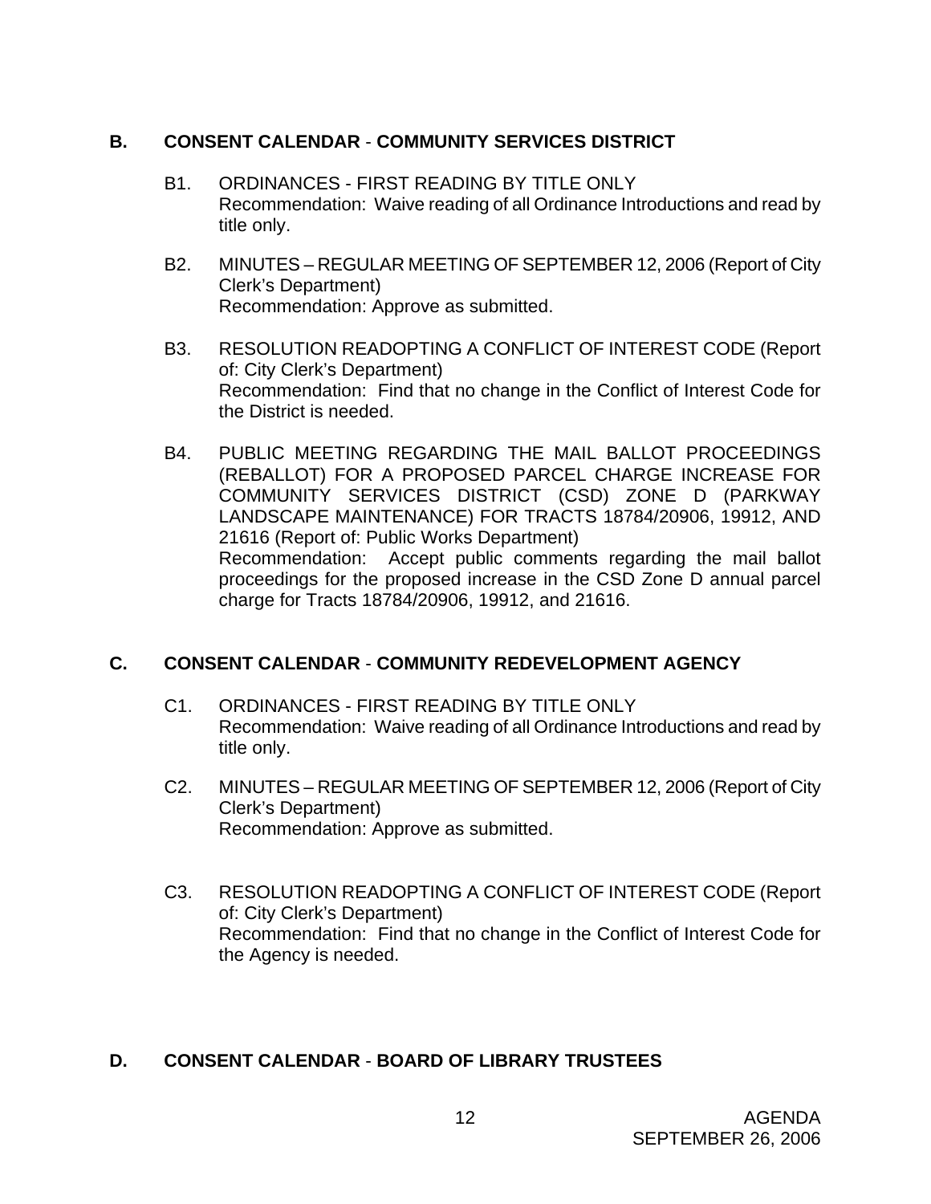## B. CONSENT CALENDAR - COMMUNITY SERVICES DISTRICT

B1. ORDINANCES - FIRST READING BY TITLE ONLY
Recommendation: Waive reading of all Ordinance Introductions and read by title only.

B2. MINUTES – REGULAR MEETING OF SEPTEMBER 12, 2006 (Report of City Clerk's Department)
Recommendation: Approve as submitted.

B3. RESOLUTION READOPTING A CONFLICT OF INTEREST CODE (Report of: City Clerk's Department)
Recommendation: Find that no change in the Conflict of Interest Code for the District is needed.

B4. PUBLIC MEETING REGARDING THE MAIL BALLOT PROCEEDINGS (REBALLOT) FOR A PROPOSED PARCEL CHARGE INCREASE FOR COMMUNITY SERVICES DISTRICT (CSD) ZONE D (PARKWAY LANDSCAPE MAINTENANCE) FOR TRACTS 18784/20906, 19912, AND 21616 (Report of: Public Works Department)
Recommendation: Accept public comments regarding the mail ballot proceedings for the proposed increase in the CSD Zone D annual parcel charge for Tracts 18784/20906, 19912, and 21616.

## C. CONSENT CALENDAR - COMMUNITY REDEVELOPMENT AGENCY

C1. ORDINANCES - FIRST READING BY TITLE ONLY
Recommendation: Waive reading of all Ordinance Introductions and read by title only.

C2. MINUTES – REGULAR MEETING OF SEPTEMBER 12, 2006 (Report of City Clerk's Department)
Recommendation: Approve as submitted.

C3. RESOLUTION READOPTING A CONFLICT OF INTEREST CODE (Report of: City Clerk's Department)
Recommendation: Find that no change in the Conflict of Interest Code for the Agency is needed.

## D. CONSENT CALENDAR - BOARD OF LIBRARY TRUSTEES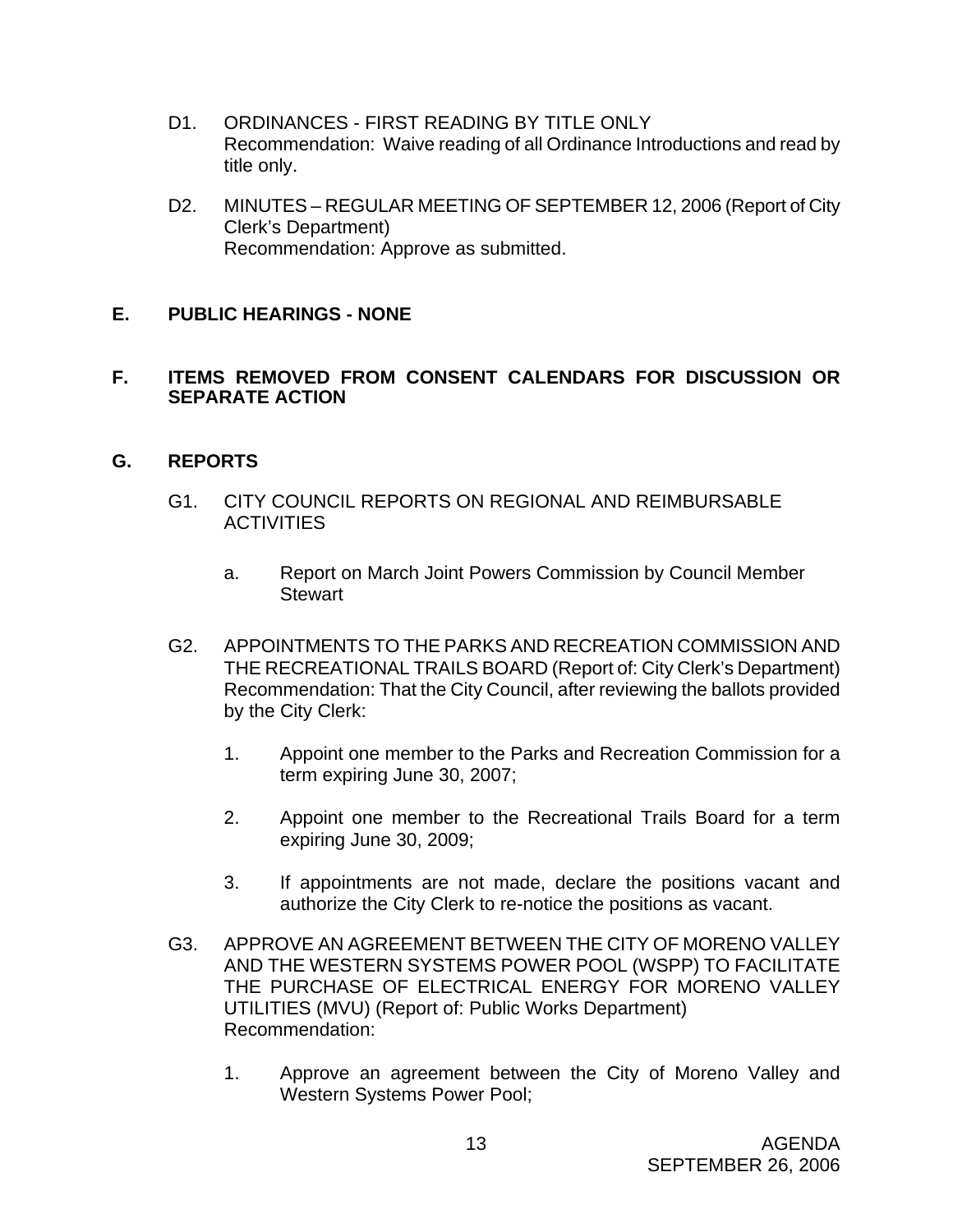D1. ORDINANCES - FIRST READING BY TITLE ONLY
Recommendation: Waive reading of all Ordinance Introductions and read by title only.

D2. MINUTES – REGULAR MEETING OF SEPTEMBER 12, 2006 (Report of City Clerk's Department)
Recommendation: Approve as submitted.

## E. PUBLIC HEARINGS - NONE

## F. ITEMS REMOVED FROM CONSENT CALENDARS FOR DISCUSSION OR SEPARATE ACTION

## G. REPORTS

G1. CITY COUNCIL REPORTS ON REGIONAL AND REIMBURSABLE ACTIVITIES

a. Report on March Joint Powers Commission by Council Member Stewart

G2. APPOINTMENTS TO THE PARKS AND RECREATION COMMISSION AND THE RECREATIONAL TRAILS BOARD (Report of: City Clerk's Department)
Recommendation: That the City Council, after reviewing the ballots provided by the City Clerk:

1. Appoint one member to the Parks and Recreation Commission for a term expiring June 30, 2007;

2. Appoint one member to the Recreational Trails Board for a term expiring June 30, 2009;

3. If appointments are not made, declare the positions vacant and authorize the City Clerk to re-notice the positions as vacant.

G3. APPROVE AN AGREEMENT BETWEEN THE CITY OF MORENO VALLEY AND THE WESTERN SYSTEMS POWER POOL (WSPP) TO FACILITATE THE PURCHASE OF ELECTRICAL ENERGY FOR MORENO VALLEY UTILITIES (MVU) (Report of: Public Works Department)
Recommendation:

1. Approve an agreement between the City of Moreno Valley and Western Systems Power Pool;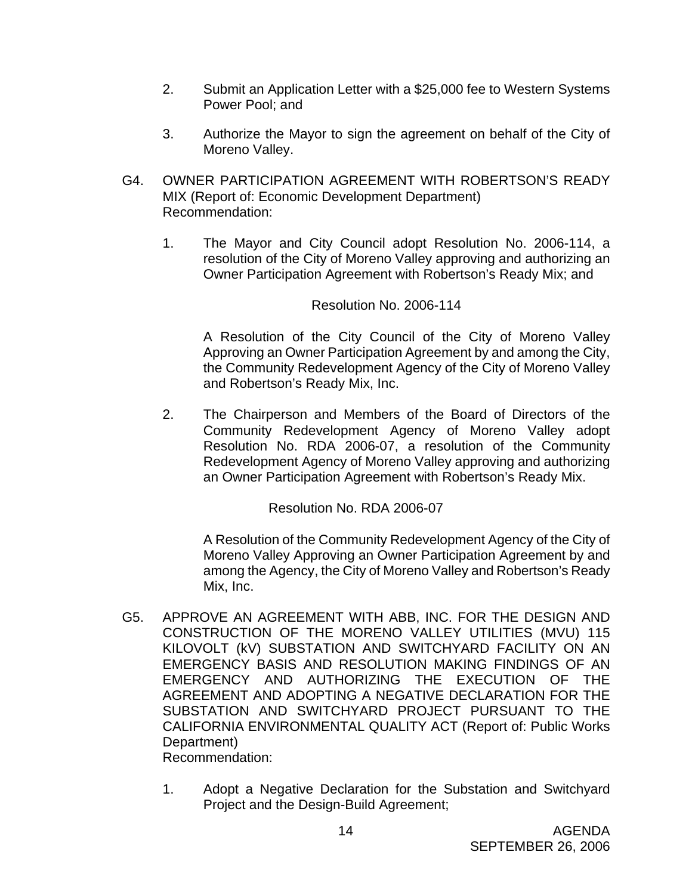2. Submit an Application Letter with a $25,000 fee to Western Systems Power Pool; and

3. Authorize the Mayor to sign the agreement on behalf of the City of Moreno Valley.

G4. OWNER PARTICIPATION AGREEMENT WITH ROBERTSON'S READY MIX (Report of: Economic Development Department)
Recommendation:

1. The Mayor and City Council adopt Resolution No. 2006-114, a resolution of the City of Moreno Valley approving and authorizing an Owner Participation Agreement with Robertson's Ready Mix; and

Resolution No. 2006-114

A Resolution of the City Council of the City of Moreno Valley Approving an Owner Participation Agreement by and among the City, the Community Redevelopment Agency of the City of Moreno Valley and Robertson's Ready Mix, Inc.

2. The Chairperson and Members of the Board of Directors of the Community Redevelopment Agency of Moreno Valley adopt Resolution No. RDA 2006-07, a resolution of the Community Redevelopment Agency of Moreno Valley approving and authorizing an Owner Participation Agreement with Robertson's Ready Mix.

Resolution No. RDA 2006-07

A Resolution of the Community Redevelopment Agency of the City of Moreno Valley Approving an Owner Participation Agreement by and among the Agency, the City of Moreno Valley and Robertson's Ready Mix, Inc.

G5. APPROVE AN AGREEMENT WITH ABB, INC. FOR THE DESIGN AND CONSTRUCTION OF THE MORENO VALLEY UTILITIES (MVU) 115 KILOVOLT (kV) SUBSTATION AND SWITCHYARD FACILITY ON AN EMERGENCY BASIS AND RESOLUTION MAKING FINDINGS OF AN EMERGENCY AND AUTHORIZING THE EXECUTION OF THE AGREEMENT AND ADOPTING A NEGATIVE DECLARATION FOR THE SUBSTATION AND SWITCHYARD PROJECT PURSUANT TO THE CALIFORNIA ENVIRONMENTAL QUALITY ACT (Report of: Public Works Department)
Recommendation:

1. Adopt a Negative Declaration for the Substation and Switchyard Project and the Design-Build Agreement;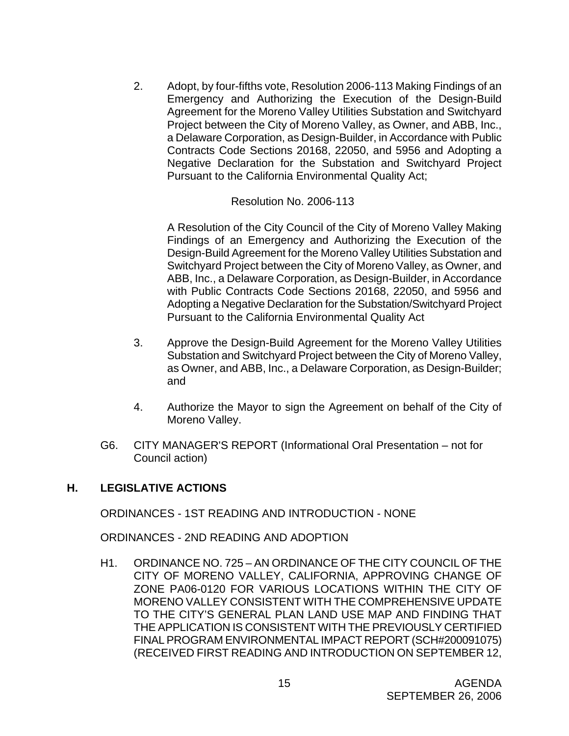2. Adopt, by four-fifths vote, Resolution 2006-113 Making Findings of an Emergency and Authorizing the Execution of the Design-Build Agreement for the Moreno Valley Utilities Substation and Switchyard Project between the City of Moreno Valley, as Owner, and ABB, Inc., a Delaware Corporation, as Design-Builder, in Accordance with Public Contracts Code Sections 20168, 22050, and 5956 and Adopting a Negative Declaration for the Substation and Switchyard Project Pursuant to the California Environmental Quality Act;

   Resolution No. 2006-113

   A Resolution of the City Council of the City of Moreno Valley Making Findings of an Emergency and Authorizing the Execution of the Design-Build Agreement for the Moreno Valley Utilities Substation and Switchyard Project between the City of Moreno Valley, as Owner, and ABB, Inc., a Delaware Corporation, as Design-Builder, in Accordance with Public Contracts Code Sections 20168, 22050, and 5956 and Adopting a Negative Declaration for the Substation/Switchyard Project Pursuant to the California Environmental Quality Act

3. Approve the Design-Build Agreement for the Moreno Valley Utilities Substation and Switchyard Project between the City of Moreno Valley, as Owner, and ABB, Inc., a Delaware Corporation, as Design-Builder; and

4. Authorize the Mayor to sign the Agreement on behalf of the City of Moreno Valley.

G6. CITY MANAGER'S REPORT (Informational Oral Presentation – not for Council action)

## H. LEGISLATIVE ACTIONS

ORDINANCES - 1ST READING AND INTRODUCTION - NONE

ORDINANCES - 2ND READING AND ADOPTION

H1. ORDINANCE NO. 725 – AN ORDINANCE OF THE CITY COUNCIL OF THE CITY OF MORENO VALLEY, CALIFORNIA, APPROVING CHANGE OF ZONE PA06-0120 FOR VARIOUS LOCATIONS WITHIN THE CITY OF MORENO VALLEY CONSISTENT WITH THE COMPREHENSIVE UPDATE TO THE CITY'S GENERAL PLAN LAND USE MAP AND FINDING THAT THE APPLICATION IS CONSISTENT WITH THE PREVIOUSLY CERTIFIED FINAL PROGRAM ENVIRONMENTAL IMPACT REPORT (SCH#200091075) (RECEIVED FIRST READING AND INTRODUCTION ON SEPTEMBER 12,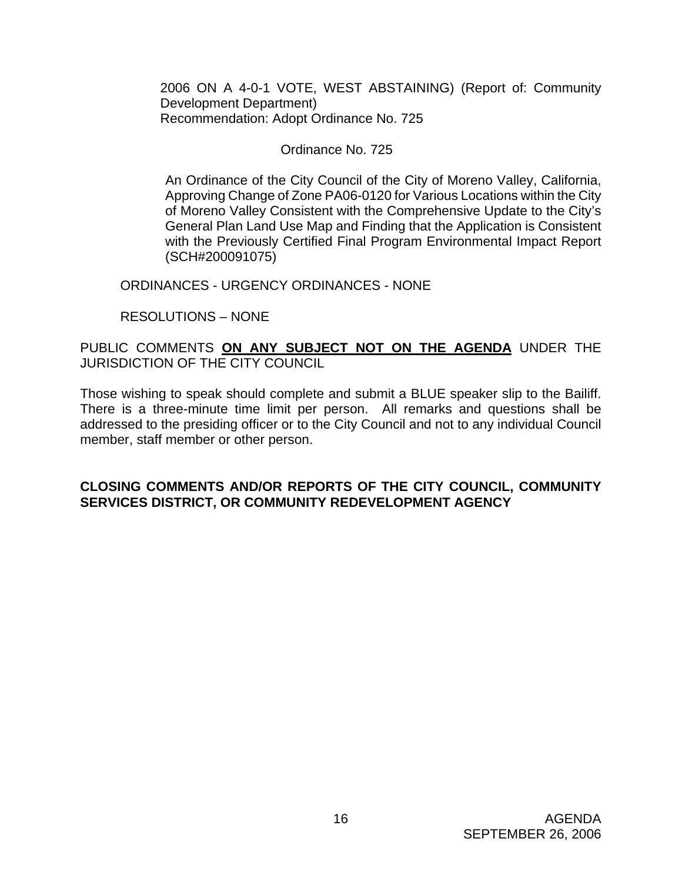2006 ON A 4-0-1 VOTE, WEST ABSTAINING) (Report of: Community Development Department)
Recommendation: Adopt Ordinance No. 725

Ordinance No. 725

An Ordinance of the City Council of the City of Moreno Valley, California, Approving Change of Zone PA06-0120 for Various Locations within the City of Moreno Valley Consistent with the Comprehensive Update to the City's General Plan Land Use Map and Finding that the Application is Consistent with the Previously Certified Final Program Environmental Impact Report (SCH#200091075)

ORDINANCES - URGENCY ORDINANCES - NONE

RESOLUTIONS – NONE

PUBLIC COMMENTS **ON ANY SUBJECT NOT ON THE AGENDA** UNDER THE JURISDICTION OF THE CITY COUNCIL

Those wishing to speak should complete and submit a BLUE speaker slip to the Bailiff. There is a three-minute time limit per person. All remarks and questions shall be addressed to the presiding officer or to the City Council and not to any individual Council member, staff member or other person.

**CLOSING COMMENTS AND/OR REPORTS OF THE CITY COUNCIL, COMMUNITY SERVICES DISTRICT, OR COMMUNITY REDEVELOPMENT AGENCY**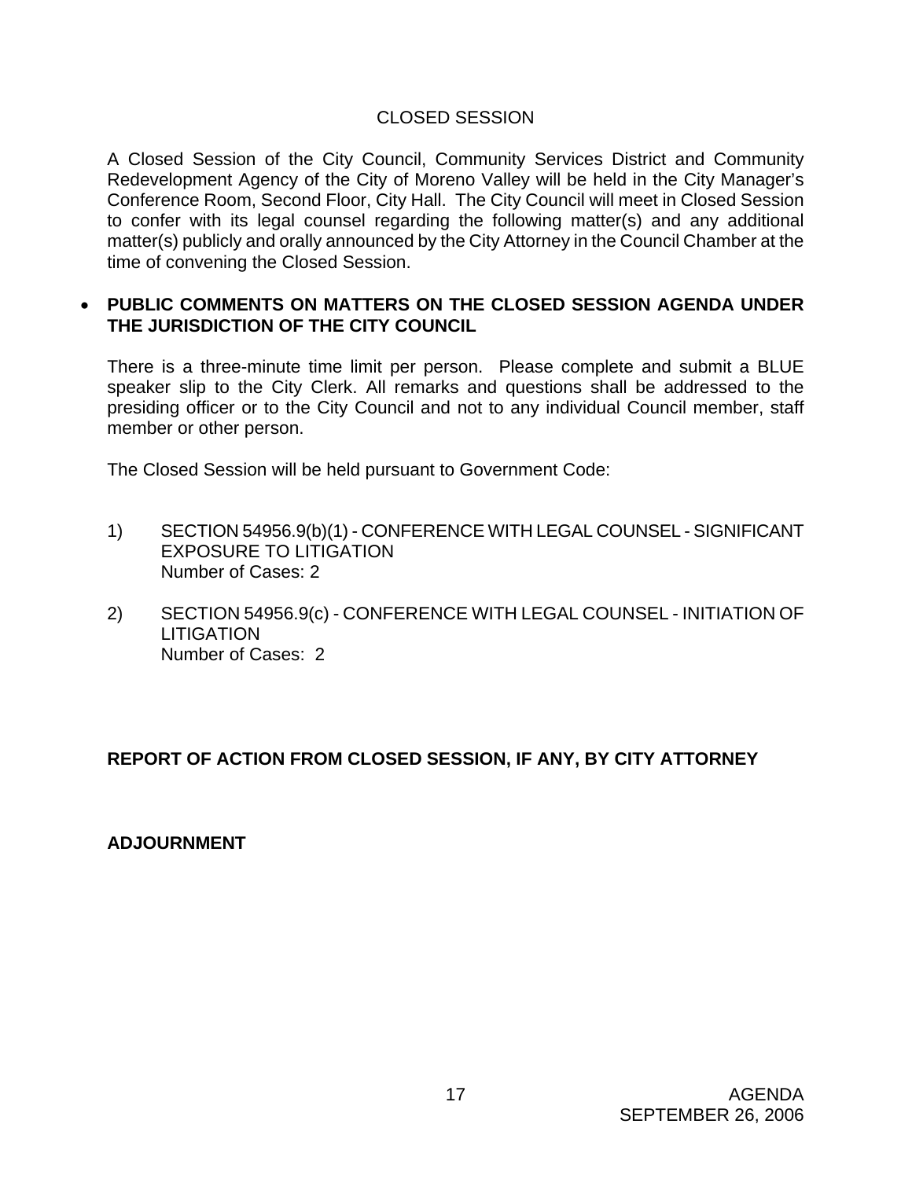## CLOSED SESSION

A Closed Session of the City Council, Community Services District and Community Redevelopment Agency of the City of Moreno Valley will be held in the City Manager's Conference Room, Second Floor, City Hall. The City Council will meet in Closed Session to confer with its legal counsel regarding the following matter(s) and any additional matter(s) publicly and orally announced by the City Attorney in the Council Chamber at the time of convening the Closed Session.

- **PUBLIC COMMENTS ON MATTERS ON THE CLOSED SESSION AGENDA UNDER THE JURISDICTION OF THE CITY COUNCIL**

There is a three-minute time limit per person. Please complete and submit a BLUE speaker slip to the City Clerk. All remarks and questions shall be addressed to the presiding officer or to the City Council and not to any individual Council member, staff member or other person.

The Closed Session will be held pursuant to Government Code:

1) SECTION 54956.9(b)(1) - CONFERENCE WITH LEGAL COUNSEL - SIGNIFICANT EXPOSURE TO LITIGATION
Number of Cases: 2

2) SECTION 54956.9(c) - CONFERENCE WITH LEGAL COUNSEL - INITIATION OF LITIGATION
Number of Cases: 2

**REPORT OF ACTION FROM CLOSED SESSION, IF ANY, BY CITY ATTORNEY**

**ADJOURNMENT**